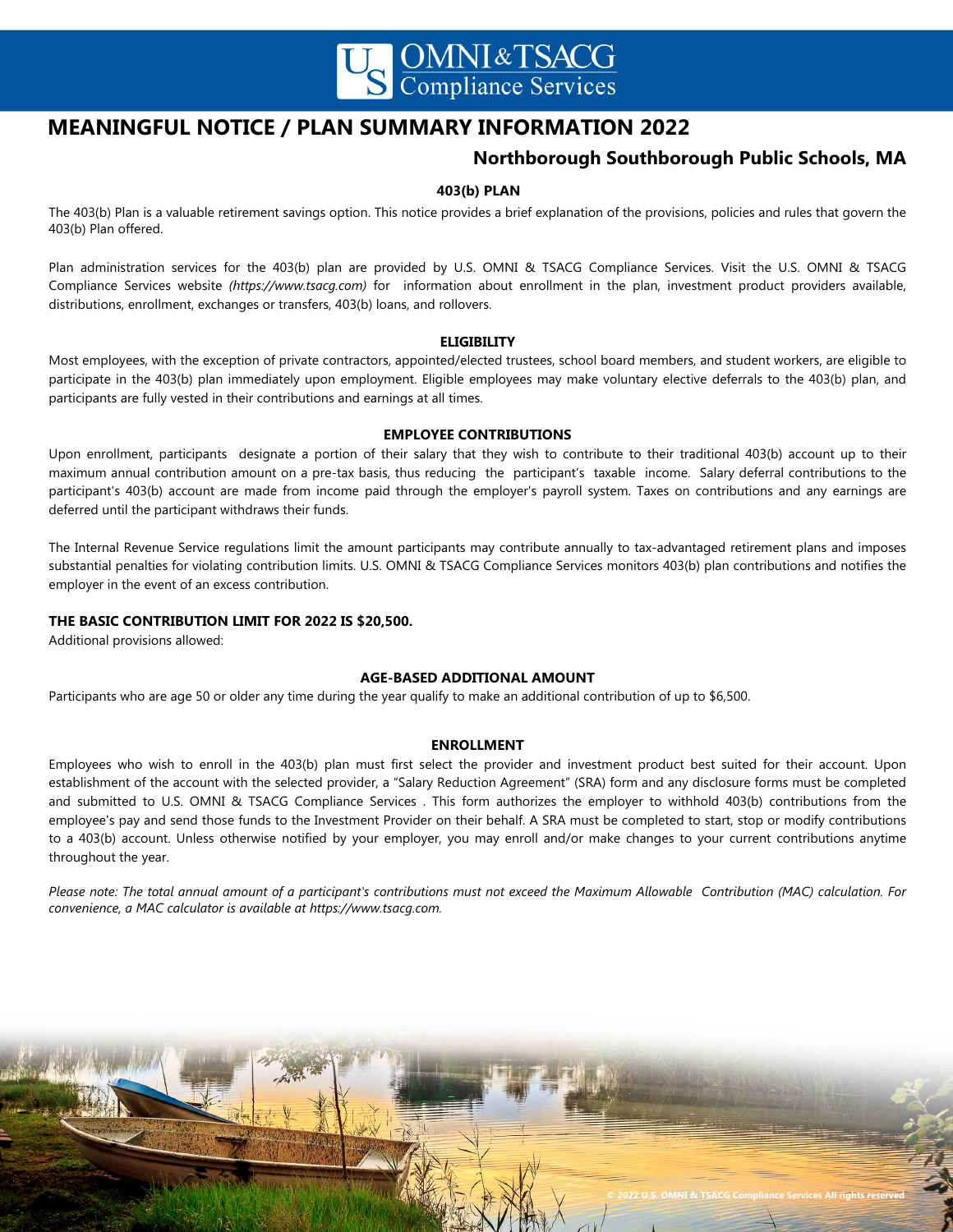# MEANINGFUL NOTICE / PLAN SUMMARY INFORMATION 2022

## Northborough Southborough Public Schools, MA

### 403(b) PLAN

The 403(b) Plan is a valuable retirement savings option. This notice provides a brief explanation of the provisions, policies and rules that govern the 403(b) Plan offered.

Plan administration services for the 403(b) plan are provided by U.S. OMNI & TSACG Compliance Services. Visit the U.S. OMNI & TSACG Compliance Services website *(https://www.tsacg.com)* for information about enrollment in the plan, investment product providers available, distributions, enrollment, exchanges or transfers, 403(b) loans, and rollovers.

### ELIGIBILITY

Most employees, with the exception of private contractors, appointed/elected trustees, school board members, and student workers, are eligible to participate in the 403(b) plan immediately upon employment. Eligible employees may make voluntary elective deferrals to the 403(b) plan, and participants are fully vested in their contributions and earnings at all times.

### EMPLOYEE CONTRIBUTIONS

Upon enrollment, participants designate a portion of their salary that they wish to contribute to their traditional 403(b) account up to their maximum annual contribution amount on a pre-tax basis, thus reducing the participant's taxable income. Salary deferral contributions to the participant's 403(b) account are made from income paid through the employer's payroll system. Taxes on contributions and any earnings are deferred until the participant withdraws their funds.

The Internal Revenue Service regulations limit the amount participants may contribute annually to tax-advantaged retirement plans and imposes substantial penalties for violating contribution limits. U.S. OMNI & TSACG Compliance Services monitors 403(b) plan contributions and notifies the employer in the event of an excess contribution.

**THE BASIC CONTRIBUTION LIMIT FOR 2022 IS $20,500.**

Additional provisions allowed:

### AGE-BASED ADDITIONAL AMOUNT

Participants who are age 50 or older any time during the year qualify to make an additional contribution of up to $6,500.

### ENROLLMENT

Employees who wish to enroll in the 403(b) plan must first select the provider and investment product best suited for their account. Upon establishment of the account with the selected provider, a "Salary Reduction Agreement" (SRA) form and any disclosure forms must be completed and submitted to U.S. OMNI & TSACG Compliance Services . This form authorizes the employer to withhold 403(b) contributions from the employee's pay and send those funds to the Investment Provider on their behalf. A SRA must be completed to start, stop or modify contributions to a 403(b) account. Unless otherwise notified by your employer, you may enroll and/or make changes to your current contributions anytime throughout the year.

*Please note: The total annual amount of a participant's contributions must not exceed the Maximum Allowable Contribution (MAC) calculation. For convenience, a MAC calculator is available at https://www.tsacg.com.*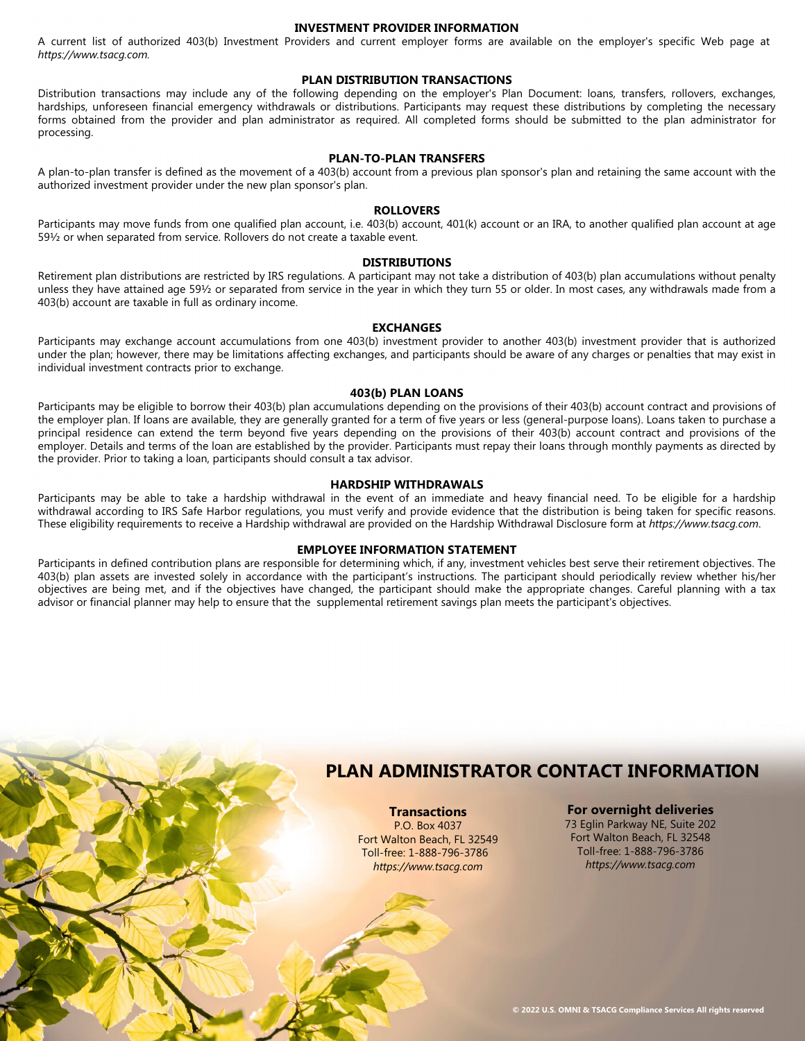## INVESTMENT PROVIDER INFORMATION

A current list of authorized 403(b) Investment Providers and current employer forms are available on the employer's specific Web page at *https://www.tsacg.com.*

## PLAN DISTRIBUTION TRANSACTIONS

Distribution transactions may include any of the following depending on the employer's Plan Document: loans, transfers, rollovers, exchanges, hardships, unforeseen financial emergency withdrawals or distributions. Participants may request these distributions by completing the necessary forms obtained from the provider and plan administrator as required. All completed forms should be submitted to the plan administrator for processing.

## PLAN-TO-PLAN TRANSFERS

A plan-to-plan transfer is defined as the movement of a 403(b) account from a previous plan sponsor's plan and retaining the same account with the authorized investment provider under the new plan sponsor's plan.

## ROLLOVERS

Participants may move funds from one qualified plan account, i.e. 403(b) account, 401(k) account or an IRA, to another qualified plan account at age 59½ or when separated from service. Rollovers do not create a taxable event.

## DISTRIBUTIONS

Retirement plan distributions are restricted by IRS regulations. A participant may not take a distribution of 403(b) plan accumulations without penalty unless they have attained age 59½ or separated from service in the year in which they turn 55 or older. In most cases, any withdrawals made from a 403(b) account are taxable in full as ordinary income.

## EXCHANGES

Participants may exchange account accumulations from one 403(b) investment provider to another 403(b) investment provider that is authorized under the plan; however, there may be limitations affecting exchanges, and participants should be aware of any charges or penalties that may exist in individual investment contracts prior to exchange.

## 403(b) PLAN LOANS

Participants may be eligible to borrow their 403(b) plan accumulations depending on the provisions of their 403(b) account contract and provisions of the employer plan. If loans are available, they are generally granted for a term of five years or less (general-purpose loans). Loans taken to purchase a principal residence can extend the term beyond five years depending on the provisions of their 403(b) account contract and provisions of the employer. Details and terms of the loan are established by the provider. Participants must repay their loans through monthly payments as directed by the provider. Prior to taking a loan, participants should consult a tax advisor.

## HARDSHIP WITHDRAWALS

Participants may be able to take a hardship withdrawal in the event of an immediate and heavy financial need. To be eligible for a hardship withdrawal according to IRS Safe Harbor regulations, you must verify and provide evidence that the distribution is being taken for specific reasons. These eligibility requirements to receive a Hardship withdrawal are provided on the Hardship Withdrawal Disclosure form at *https://www.tsacg.com*.

## EMPLOYEE INFORMATION STATEMENT

Participants in defined contribution plans are responsible for determining which, if any, investment vehicles best serve their retirement objectives. The 403(b) plan assets are invested solely in accordance with the participant's instructions. The participant should periodically review whether his/her objectives are being met, and if the objectives have changed, the participant should make the appropriate changes. Careful planning with a tax advisor or financial planner may help to ensure that the supplemental retirement savings plan meets the participant's objectives.

# PLAN ADMINISTRATOR CONTACT INFORMATION

**Transactions**
P.O. Box 4037
Fort Walton Beach, FL 32549
Toll-free: 1-888-796-3786
*https://www.tsacg.com*

**For overnight deliveries**
73 Eglin Parkway NE, Suite 202
Fort Walton Beach, FL 32548
Toll-free: 1-888-796-3786
*https://www.tsacg.com*

**© 2022 U.S. OMNI & TSACG Compliance Services All rights reserved**